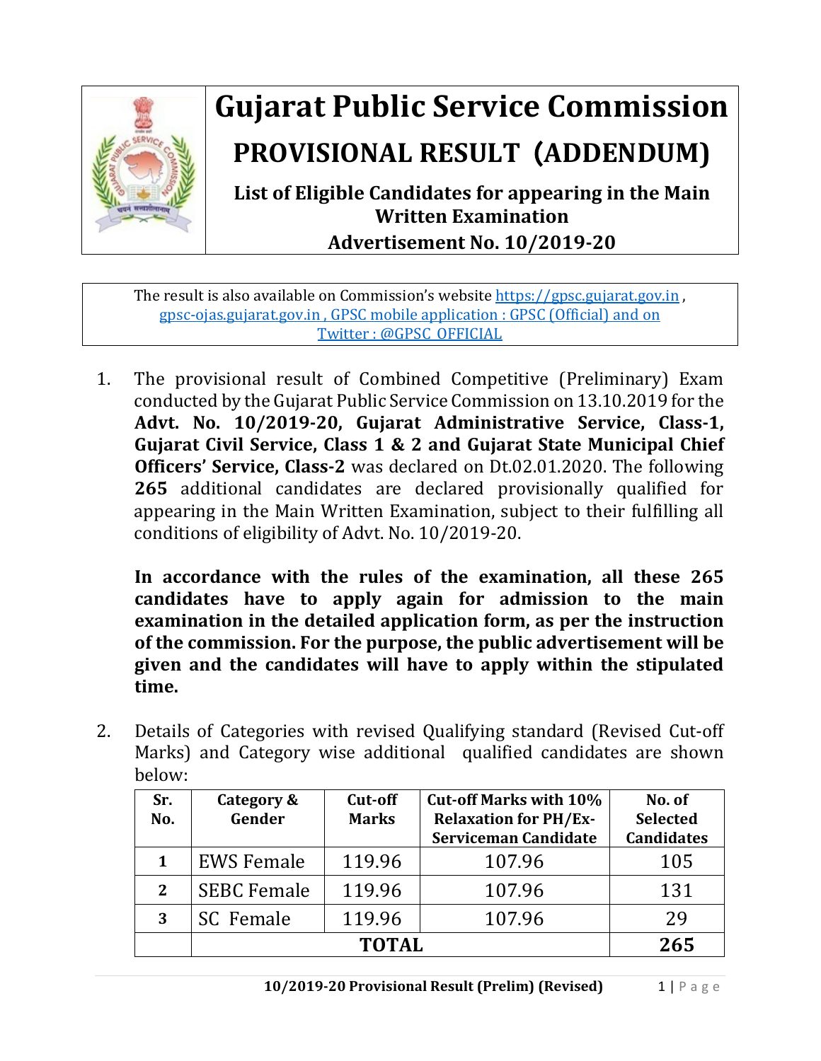# Gujarat Public Service Commission

## PROVISIONAL RESULT (ADDENDUM)

### List of Eligible Candidates for appearing in the Main Written Examination

### Advertisement No. 10/2019-20

The result is also available on Commission's website https://gpsc.gujarat.gov.in , gpsc-ojas.gujarat.gov.in , GPSC mobile application : GPSC (Official) and on Twitter : @GPSC_OFFICIAL

1. The provisional result of Combined Competitive (Preliminary) Exam conducted by the Gujarat Public Service Commission on 13.10.2019 for the **Advt. No. 10/2019-20, Gujarat Administrative Service, Class-1, Gujarat Civil Service, Class 1 & 2 and Gujarat State Municipal Chief Officers' Service, Class-2** was declared on Dt.02.01.2020. The following **265** additional candidates are declared provisionally qualified for appearing in the Main Written Examination, subject to their fulfilling all conditions of eligibility of Advt. No. 10/2019-20.

   **In accordance with the rules of the examination, all these 265 candidates have to apply again for admission to the main examination in the detailed application form, as per the instruction of the commission. For the purpose, the public advertisement will be given and the candidates will have to apply within the stipulated time.**

2. Details of Categories with revised Qualifying standard (Revised Cut-off Marks) and Category wise additional qualified candidates are shown below:

| Sr. No. | Category & Gender | Cut-off Marks | Cut-off Marks with 10% Relaxation for PH/Ex-Serviceman Candidate | No. of Selected Candidates |
|---|---|---|---|---|
| **1** | EWS Female | 119.96 | 107.96 | 105 |
| **2** | SEBC Female | 119.96 | 107.96 | 131 |
| **3** | SC Female | 119.96 | 107.96 | 29 |
| | **TOTAL** | | | **265** |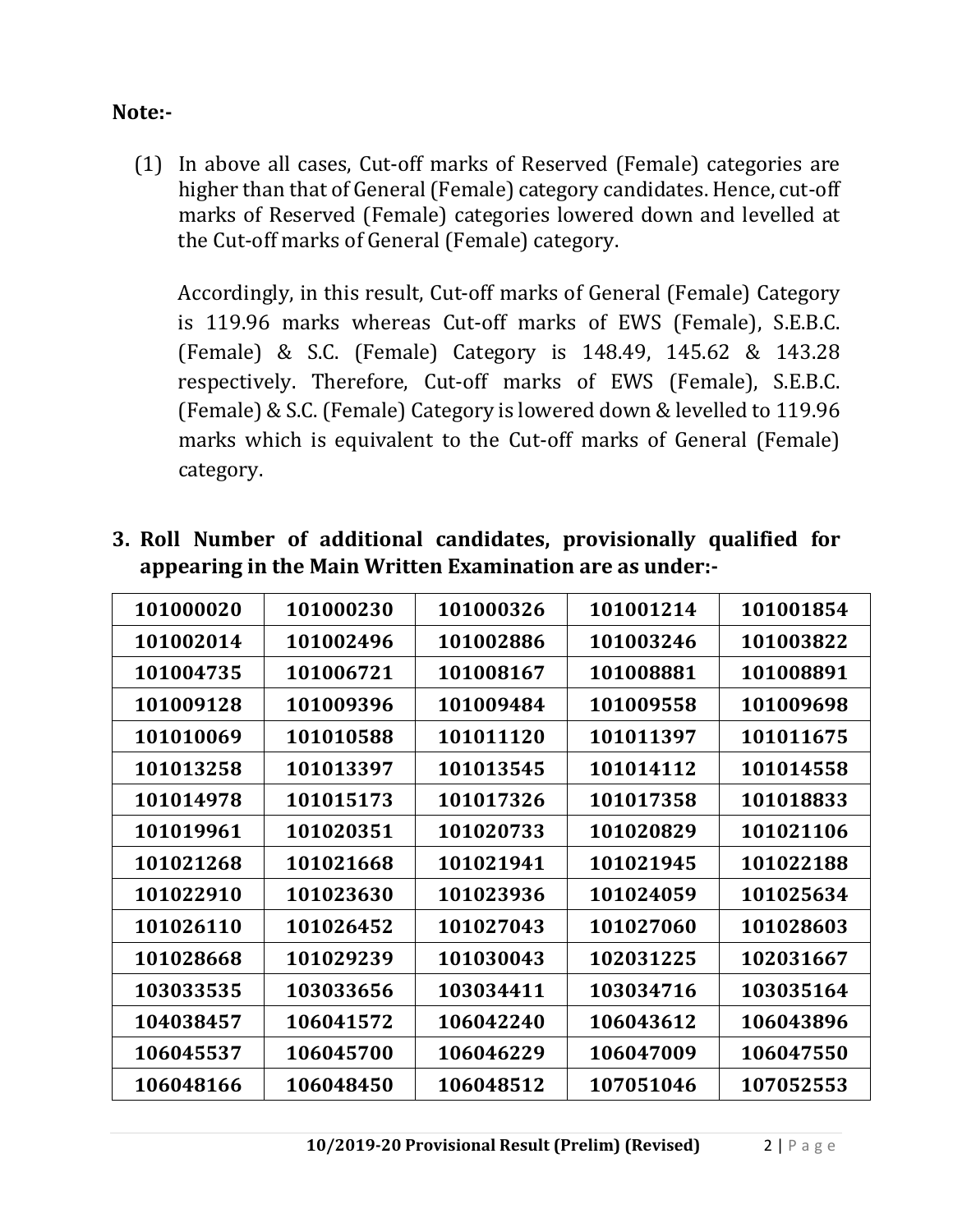**Note:-**

(1) In above all cases, Cut-off marks of Reserved (Female) categories are higher than that of General (Female) category candidates. Hence, cut-off marks of Reserved (Female) categories lowered down and levelled at the Cut-off marks of General (Female) category.

Accordingly, in this result, Cut-off marks of General (Female) Category is 119.96 marks whereas Cut-off marks of EWS (Female), S.E.B.C. (Female) & S.C. (Female) Category is 148.49, 145.62 & 143.28 respectively. Therefore, Cut-off marks of EWS (Female), S.E.B.C. (Female) & S.C. (Female) Category is lowered down & levelled to 119.96 marks which is equivalent to the Cut-off marks of General (Female) category.

**3. Roll Number of additional candidates, provisionally qualified for appearing in the Main Written Examination are as under:-**

| | | | | |
|---|---|---|---|---|
| **101000020** | **101000230** | **101000326** | **101001214** | **101001854** |
| **101002014** | **101002496** | **101002886** | **101003246** | **101003822** |
| **101004735** | **101006721** | **101008167** | **101008881** | **101008891** |
| **101009128** | **101009396** | **101009484** | **101009558** | **101009698** |
| **101010069** | **101010588** | **101011120** | **101011397** | **101011675** |
| **101013258** | **101013397** | **101013545** | **101014112** | **101014558** |
| **101014978** | **101015173** | **101017326** | **101017358** | **101018833** |
| **101019961** | **101020351** | **101020733** | **101020829** | **101021106** |
| **101021268** | **101021668** | **101021941** | **101021945** | **101022188** |
| **101022910** | **101023630** | **101023936** | **101024059** | **101025634** |
| **101026110** | **101026452** | **101027043** | **101027060** | **101028603** |
| **101028668** | **101029239** | **101030043** | **102031225** | **102031667** |
| **103033535** | **103033656** | **103034411** | **103034716** | **103035164** |
| **104038457** | **106041572** | **106042240** | **106043612** | **106043896** |
| **106045537** | **106045700** | **106046229** | **106047009** | **106047550** |
| **106048166** | **106048450** | **106048512** | **107051046** | **107052553** |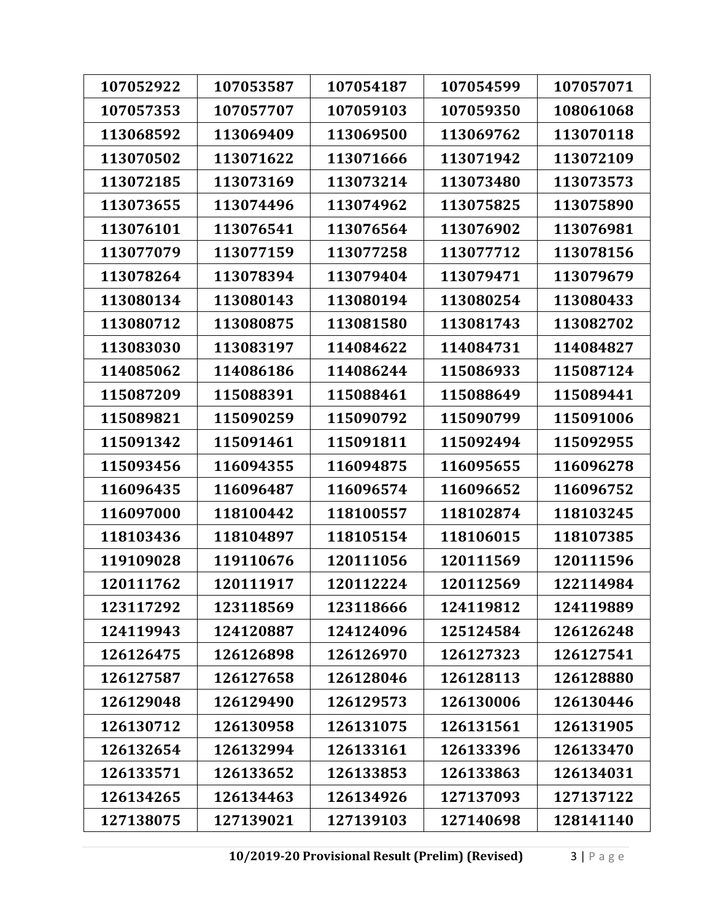| | | | | |
|---|---|---|---|---|
| 107052922 | 107053587 | 107054187 | 107054599 | 107057071 |
| 107057353 | 107057707 | 107059103 | 107059350 | 108061068 |
| 113068592 | 113069409 | 113069500 | 113069762 | 113070118 |
| 113070502 | 113071622 | 113071666 | 113071942 | 113072109 |
| 113072185 | 113073169 | 113073214 | 113073480 | 113073573 |
| 113073655 | 113074496 | 113074962 | 113075825 | 113075890 |
| 113076101 | 113076541 | 113076564 | 113076902 | 113076981 |
| 113077079 | 113077159 | 113077258 | 113077712 | 113078156 |
| 113078264 | 113078394 | 113079404 | 113079471 | 113079679 |
| 113080134 | 113080143 | 113080194 | 113080254 | 113080433 |
| 113080712 | 113080875 | 113081580 | 113081743 | 113082702 |
| 113083030 | 113083197 | 114084622 | 114084731 | 114084827 |
| 114085062 | 114086186 | 114086244 | 115086933 | 115087124 |
| 115087209 | 115088391 | 115088461 | 115088649 | 115089441 |
| 115089821 | 115090259 | 115090792 | 115090799 | 115091006 |
| 115091342 | 115091461 | 115091811 | 115092494 | 115092955 |
| 115093456 | 116094355 | 116094875 | 116095655 | 116096278 |
| 116096435 | 116096487 | 116096574 | 116096652 | 116096752 |
| 116097000 | 118100442 | 118100557 | 118102874 | 118103245 |
| 118103436 | 118104897 | 118105154 | 118106015 | 118107385 |
| 119109028 | 119110676 | 120111056 | 120111569 | 120111596 |
| 120111762 | 120111917 | 120112224 | 120112569 | 122114984 |
| 123117292 | 123118569 | 123118666 | 124119812 | 124119889 |
| 124119943 | 124120887 | 124124096 | 125124584 | 126126248 |
| 126126475 | 126126898 | 126126970 | 126127323 | 126127541 |
| 126127587 | 126127658 | 126128046 | 126128113 | 126128880 |
| 126129048 | 126129490 | 126129573 | 126130006 | 126130446 |
| 126130712 | 126130958 | 126131075 | 126131561 | 126131905 |
| 126132654 | 126132994 | 126133161 | 126133396 | 126133470 |
| 126133571 | 126133652 | 126133853 | 126133863 | 126134031 |
| 126134265 | 126134463 | 126134926 | 127137093 | 127137122 |
| 127138075 | 127139021 | 127139103 | 127140698 | 128141140 |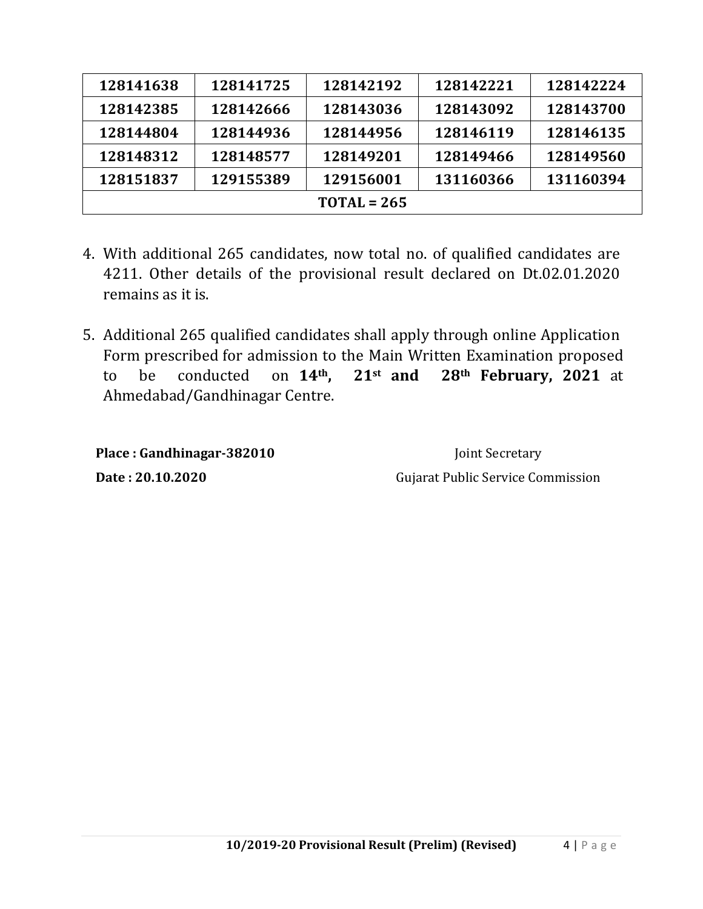| | | | | |
|---|---|---|---|---|
| **128141638** | **128141725** | **128142192** | **128142221** | **128142224** |
| **128142385** | **128142666** | **128143036** | **128143092** | **128143700** |
| **128144804** | **128144936** | **128144956** | **128146119** | **128146135** |
| **128148312** | **128148577** | **128149201** | **128149466** | **128149560** |
| **128151837** | **129155389** | **129156001** | **131160366** | **131160394** |
| **TOTAL = 265** | | | | |

4. With additional 265 candidates, now total no. of qualified candidates are 4211. Other details of the provisional result declared on Dt.02.01.2020 remains as it is.

5. Additional 265 qualified candidates shall apply through online Application Form prescribed for admission to the Main Written Examination proposed to be conducted on **14th, 21st and 28th February, 2021** at Ahmedabad/Gandhinagar Centre.

**Place : Gandhinagar-382010**

**Date : 20.10.2020**

Joint Secretary

Gujarat Public Service Commission